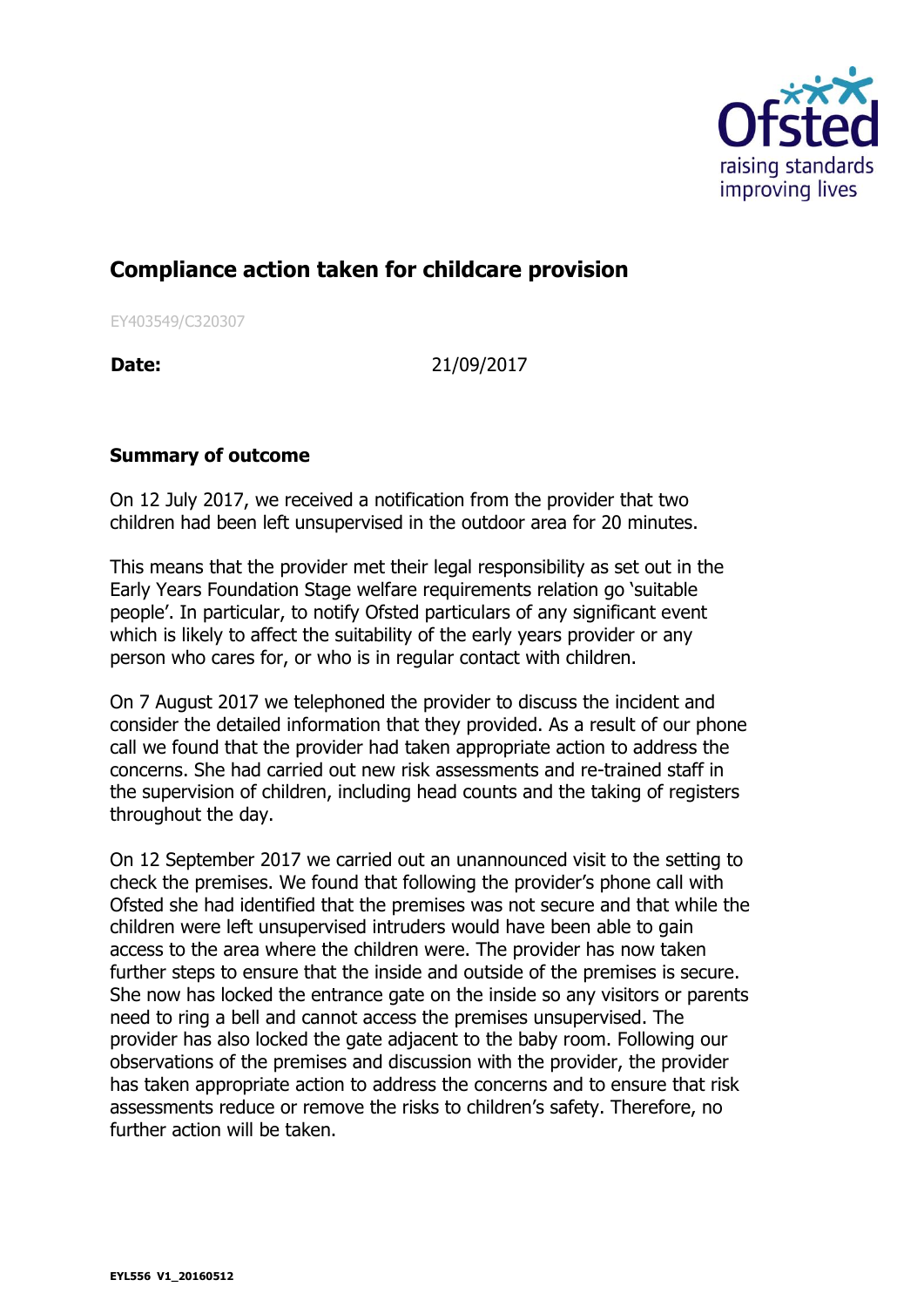# Compliance action taken for childcare provision

EY403549/C320307

**Date:** 21/09/2017

## Summary of outcome

On 12 July 2017, we received a notification from the provider that two children had been left unsupervised in the outdoor area for 20 minutes.

This means that the provider met their legal responsibility as set out in the Early Years Foundation Stage welfare requirements relation go 'suitable people'. In particular, to notify Ofsted particulars of any significant event which is likely to affect the suitability of the early years provider or any person who cares for, or who is in regular contact with children.

On 7 August 2017 we telephoned the provider to discuss the incident and consider the detailed information that they provided. As a result of our phone call we found that the provider had taken appropriate action to address the concerns. She had carried out new risk assessments and re-trained staff in the supervision of children, including head counts and the taking of registers throughout the day.

On 12 September 2017 we carried out an unannounced visit to the setting to check the premises. We found that following the provider's phone call with Ofsted she had identified that the premises was not secure and that while the children were left unsupervised intruders would have been able to gain access to the area where the children were. The provider has now taken further steps to ensure that the inside and outside of the premises is secure. She now has locked the entrance gate on the inside so any visitors or parents need to ring a bell and cannot access the premises unsupervised. The provider has also locked the gate adjacent to the baby room. Following our observations of the premises and discussion with the provider, the provider has taken appropriate action to address the concerns and to ensure that risk assessments reduce or remove the risks to children's safety. Therefore, no further action will be taken.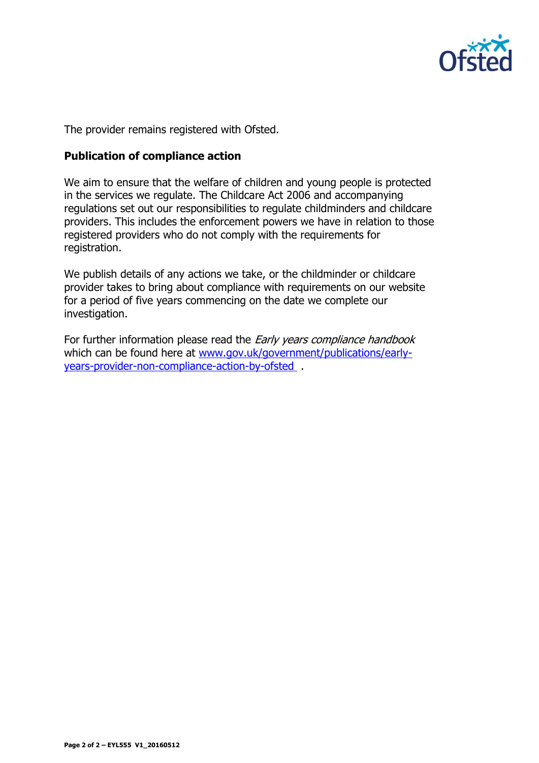The provider remains registered with Ofsted.

**Publication of compliance action**

We aim to ensure that the welfare of children and young people is protected in the services we regulate. The Childcare Act 2006 and accompanying regulations set out our responsibilities to regulate childminders and childcare providers. This includes the enforcement powers we have in relation to those registered providers who do not comply with the requirements for registration.

We publish details of any actions we take, or the childminder or childcare provider takes to bring about compliance with requirements on our website for a period of five years commencing on the date we complete our investigation.

For further information please read the *Early years compliance handbook* which can be found here at [www.gov.uk/government/publications/early-years-provider-non-compliance-action-by-ofsted](www.gov.uk/government/publications/early-years-provider-non-compliance-action-by-ofsted) .